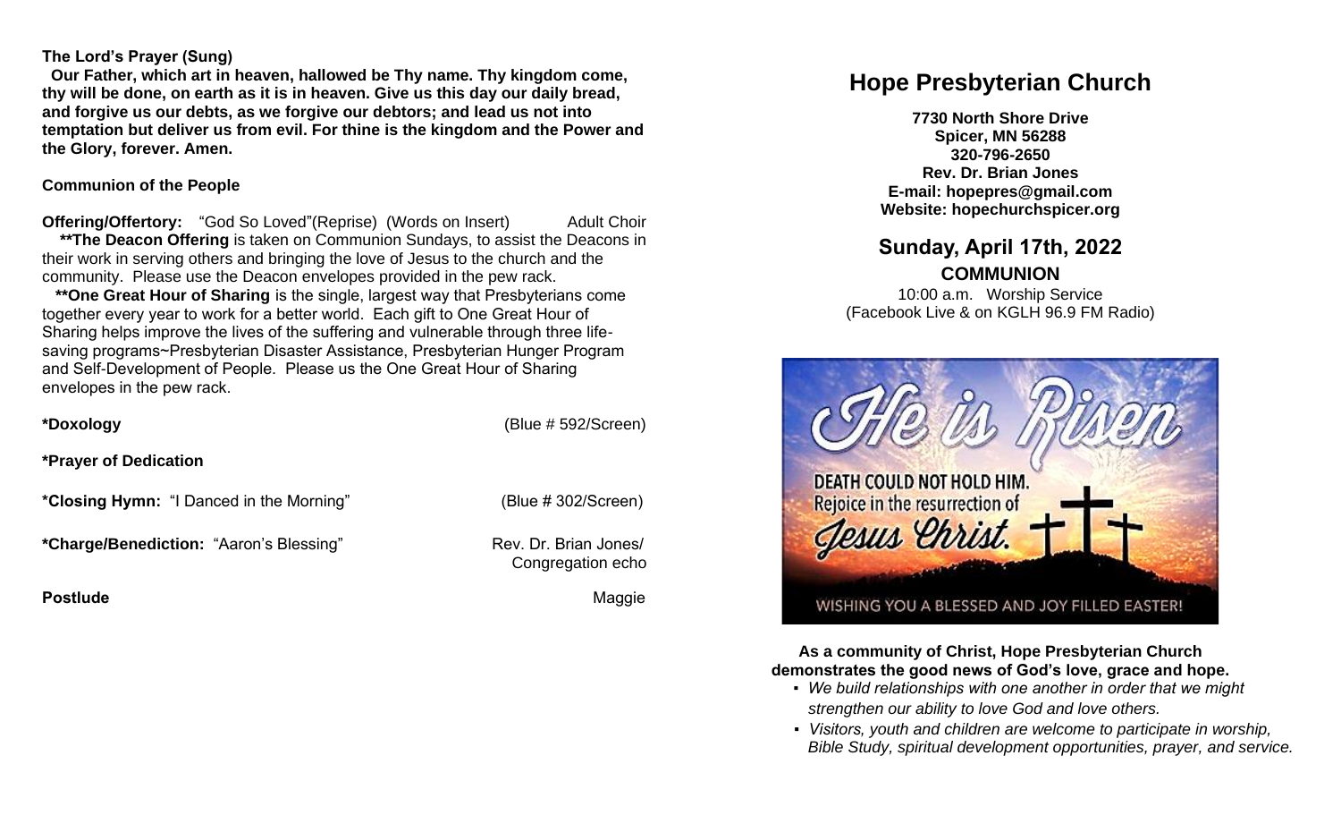**The Lord's Prayer (Sung)**

**Our Father, which art in heaven, hallowed be Thy name. Thy kingdom come, thy will be done, on earth as it is in heaven. Give us this day our daily bread, and forgive us our debts, as we forgive our debtors; and lead us not into temptation but deliver us from evil. For thine is the kingdom and the Power and the Glory, forever. Amen.**

**Communion of the People**

**Offering/Offertory:** "God So Loved"(Reprise) (Words on Insert) Adult Choir

**\*\*The Deacon Offering** is taken on Communion Sundays, to assist the Deacons in their work in serving others and bringing the love of Jesus to the church and the community. Please use the Deacon envelopes provided in the pew rack.

**\*\*One Great Hour of Sharing** is the single, largest way that Presbyterians come together every year to work for a better world. Each gift to One Great Hour of Sharing helps improve the lives of the suffering and vulnerable through three life-saving programs~Presbyterian Disaster Assistance, Presbyterian Hunger Program and Self-Development of People. Please us the One Great Hour of Sharing envelopes in the pew rack.

**\*Doxology** (Blue # 592/Screen)

**\*Prayer of Dedication**

**\*Closing Hymn:** "I Danced in the Morning" (Blue # 302/Screen)

**\*Charge/Benediction:** "Aaron's Blessing" Rev. Dr. Brian Jones/ Congregation echo

**Postlude** Maggie

# Hope Presbyterian Church

**7730 North Shore Drive**
**Spicer, MN 56288**
**320-796-2650**
**Rev. Dr. Brian Jones**
**E-mail: hopepres@gmail.com**
**Website: hopechurchspicer.org**

## Sunday, April 17th, 2022

**COMMUNION**

10:00 a.m. Worship Service
(Facebook Live & on KGLH 96.9 FM Radio)

He is Risen

DEATH COULD NOT HOLD HIM.
Rejoice in the resurrection of Jesus Christ.

WISHING YOU A BLESSED AND JOY FILLED EASTER!

**As a community of Christ, Hope Presbyterian Church demonstrates the good news of God's love, grace and hope.**

- *We build relationships with one another in order that we might strengthen our ability to love God and love others.*
- *Visitors, youth and children are welcome to participate in worship, Bible Study, spiritual development opportunities, prayer, and service.*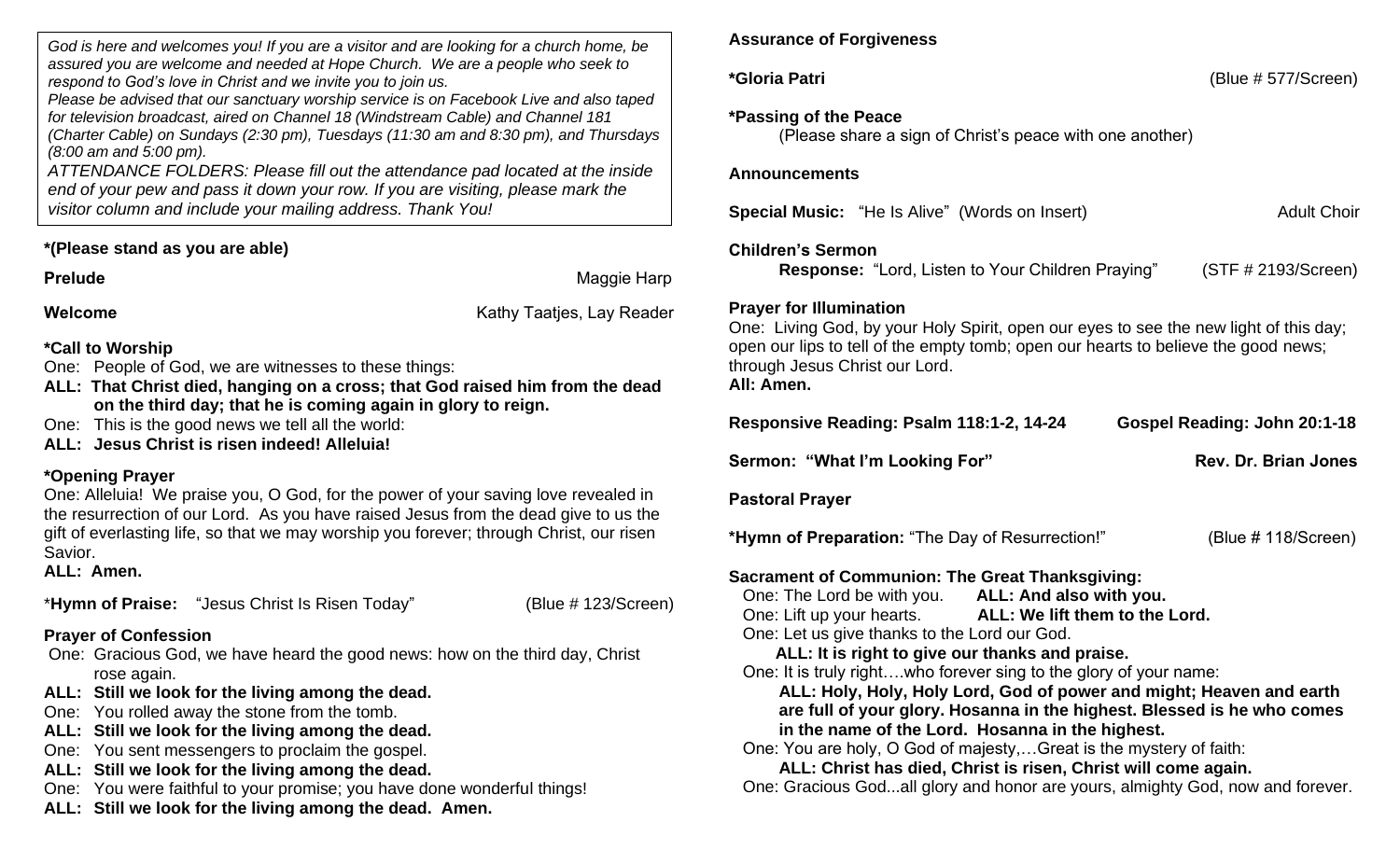*God is here and welcomes you! If you are a visitor and are looking for a church home, be assured you are welcome and needed at Hope Church. We are a people who seek to respond to God's love in Christ and we invite you to join us.*
*Please be advised that our sanctuary worship service is on Facebook Live and also taped for television broadcast, aired on Channel 18 (Windstream Cable) and Channel 181 (Charter Cable) on Sundays (2:30 pm), Tuesdays (11:30 am and 8:30 pm), and Thursdays (8:00 am and 5:00 pm).*
*ATTENDANCE FOLDERS: Please fill out the attendance pad located at the inside end of your pew and pass it down your row. If you are visiting, please mark the visitor column and include your mailing address. Thank You!*

**\*(Please stand as you are able)**

**Prelude** — Maggie Harp

**Welcome** — Kathy Taatjes, Lay Reader

**\*Call to Worship**
One: People of God, we are witnesses to these things:
**ALL: That Christ died, hanging on a cross; that God raised him from the dead on the third day; that he is coming again in glory to reign.**
One: This is the good news we tell all the world:
**ALL: Jesus Christ is risen indeed! Alleluia!**

**\*Opening Prayer**
One: Alleluia! We praise you, O God, for the power of your saving love revealed in the resurrection of our Lord. As you have raised Jesus from the dead give to us the gift of everlasting life, so that we may worship you forever; through Christ, our risen Savior.
**ALL: Amen.**

\***Hymn of Praise:** "Jesus Christ Is Risen Today" (Blue # 123/Screen)

**Prayer of Confession**
One: Gracious God, we have heard the good news: how on the third day, Christ rose again.
**ALL: Still we look for the living among the dead.**
One: You rolled away the stone from the tomb.
**ALL: Still we look for the living among the dead.**
One: You sent messengers to proclaim the gospel.
**ALL: Still we look for the living among the dead.**
One: You were faithful to your promise; you have done wonderful things!
**ALL: Still we look for the living among the dead. Amen.**

**Assurance of Forgiveness**

**\*Gloria Patri** (Blue # 577/Screen)

**\*Passing of the Peace**
(Please share a sign of Christ's peace with one another)

**Announcements**

**Special Music:** "He Is Alive" (Words on Insert) — Adult Choir

**Children's Sermon**
**Response:** "Lord, Listen to Your Children Praying" (STF # 2193/Screen)

**Prayer for Illumination**
One: Living God, by your Holy Spirit, open our eyes to see the new light of this day; open our lips to tell of the empty tomb; open our hearts to believe the good news; through Jesus Christ our Lord.
**All: Amen.**

**Responsive Reading: Psalm 118:1-2, 14-24** — **Gospel Reading: John 20:1-18**

**Sermon: "What I'm Looking For"** — **Rev. Dr. Brian Jones**

**Pastoral Prayer**

**\*Hymn of Preparation:** "The Day of Resurrection!" (Blue # 118/Screen)

**Sacrament of Communion: The Great Thanksgiving:**
One: The Lord be with you. **ALL: And also with you.**
One: Lift up your hearts. **ALL: We lift them to the Lord.**
One: Let us give thanks to the Lord our God.
**ALL: It is right to give our thanks and praise.**
One: It is truly right….who forever sing to the glory of your name:
**ALL: Holy, Holy, Holy Lord, God of power and might; Heaven and earth are full of your glory. Hosanna in the highest. Blessed is he who comes in the name of the Lord. Hosanna in the highest.**
One: You are holy, O God of majesty,…Great is the mystery of faith:
**ALL: Christ has died, Christ is risen, Christ will come again.**
One: Gracious God...all glory and honor are yours, almighty God, now and forever.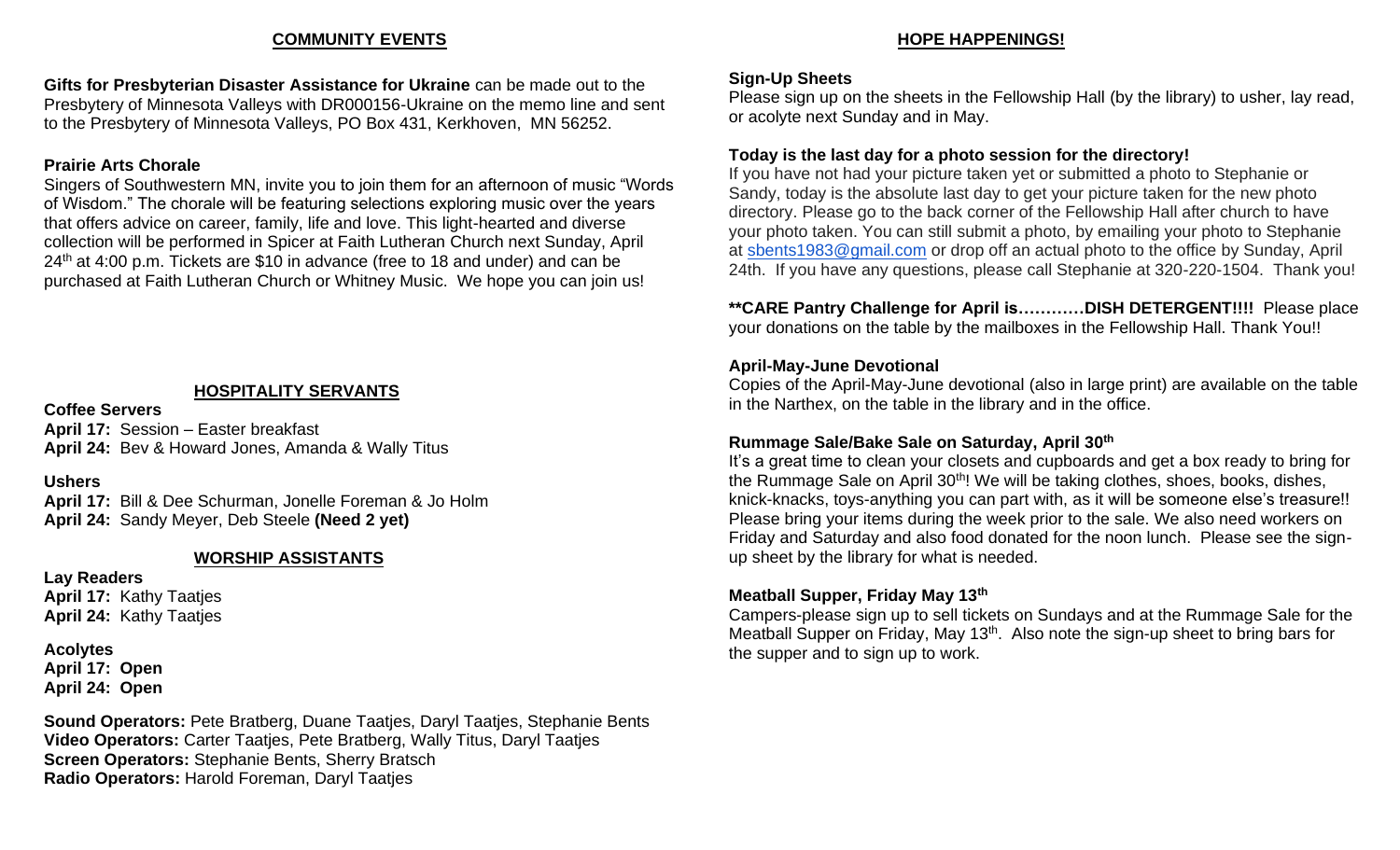## COMMUNITY EVENTS

**Gifts for Presbyterian Disaster Assistance for Ukraine** can be made out to the Presbytery of Minnesota Valleys with DR000156-Ukraine on the memo line and sent to the Presbytery of Minnesota Valleys, PO Box 431, Kerkhoven, MN 56252.

**Prairie Arts Chorale**

Singers of Southwestern MN, invite you to join them for an afternoon of music "Words of Wisdom." The chorale will be featuring selections exploring music over the years that offers advice on career, family, life and love. This light-hearted and diverse collection will be performed in Spicer at Faith Lutheran Church next Sunday, April 24th at 4:00 p.m. Tickets are $10 in advance (free to 18 and under) and can be purchased at Faith Lutheran Church or Whitney Music. We hope you can join us!

## HOSPITALITY SERVANTS

**Coffee Servers**

**April 17:** Session – Easter breakfast
**April 24:** Bev & Howard Jones, Amanda & Wally Titus

**Ushers**

**April 17:** Bill & Dee Schurman, Jonelle Foreman & Jo Holm
**April 24:** Sandy Meyer, Deb Steele **(Need 2 yet)**

## WORSHIP ASSISTANTS

**Lay Readers**

**April 17:** Kathy Taatjes
**April 24:** Kathy Taatjes

**Acolytes**

**April 17: Open**
**April 24: Open**

**Sound Operators:** Pete Bratberg, Duane Taatjes, Daryl Taatjes, Stephanie Bents
**Video Operators:** Carter Taatjes, Pete Bratberg, Wally Titus, Daryl Taatjes
**Screen Operators:** Stephanie Bents, Sherry Bratsch
**Radio Operators:** Harold Foreman, Daryl Taatjes

## HOPE HAPPENINGS!

**Sign-Up Sheets**

Please sign up on the sheets in the Fellowship Hall (by the library) to usher, lay read, or acolyte next Sunday and in May.

**Today is the last day for a photo session for the directory!**

If you have not had your picture taken yet or submitted a photo to Stephanie or Sandy, today is the absolute last day to get your picture taken for the new photo directory. Please go to the back corner of the Fellowship Hall after church to have your photo taken. You can still submit a photo, by emailing your photo to Stephanie at sbents1983@gmail.com or drop off an actual photo to the office by Sunday, April 24th. If you have any questions, please call Stephanie at 320-220-1504. Thank you!

**\*\*CARE Pantry Challenge for April is…………DISH DETERGENT!!!!** Please place your donations on the table by the mailboxes in the Fellowship Hall. Thank You!!

**April-May-June Devotional**

Copies of the April-May-June devotional (also in large print) are available on the table in the Narthex, on the table in the library and in the office.

**Rummage Sale/Bake Sale on Saturday, April 30th**

It's a great time to clean your closets and cupboards and get a box ready to bring for the Rummage Sale on April 30th! We will be taking clothes, shoes, books, dishes, knick-knacks, toys-anything you can part with, as it will be someone else's treasure!! Please bring your items during the week prior to the sale. We also need workers on Friday and Saturday and also food donated for the noon lunch. Please see the sign-up sheet by the library for what is needed.

**Meatball Supper, Friday May 13th**

Campers-please sign up to sell tickets on Sundays and at the Rummage Sale for the Meatball Supper on Friday, May 13th. Also note the sign-up sheet to bring bars for the supper and to sign up to work.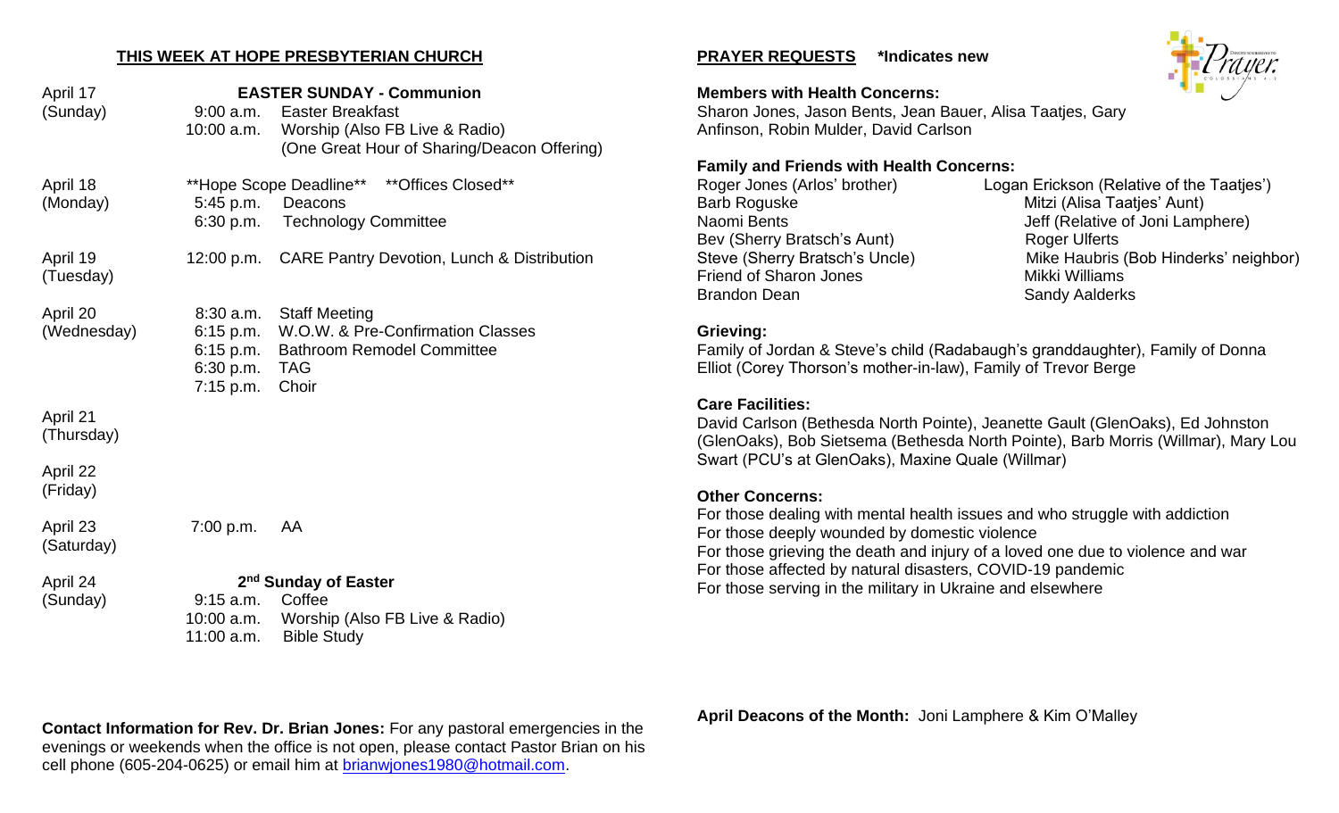## THIS WEEK AT HOPE PRESBYTERIAN CHURCH

| | | |
|---|---|---|
| April 17 (Sunday) | | **EASTER SUNDAY - Communion** |
| | 9:00 a.m. | Easter Breakfast |
| | 10:00 a.m. | Worship (Also FB Live & Radio) (One Great Hour of Sharing/Deacon Offering) |
| April 18 (Monday) | | \*\*Hope Scope Deadline\*\* \*\*Offices Closed\*\* |
| | 5:45 p.m. | Deacons |
| | 6:30 p.m. | Technology Committee |
| April 19 (Tuesday) | 12:00 p.m. | CARE Pantry Devotion, Lunch & Distribution |
| April 20 (Wednesday) | 8:30 a.m. | Staff Meeting |
| | 6:15 p.m. | W.O.W. & Pre-Confirmation Classes |
| | 6:15 p.m. | Bathroom Remodel Committee |
| | 6:30 p.m. | TAG |
| | 7:15 p.m. | Choir |
| April 21 (Thursday) | | |
| April 22 (Friday) | | |
| April 23 (Saturday) | 7:00 p.m. | AA |
| April 24 (Sunday) | | **2nd Sunday of Easter** |
| | 9:15 a.m. | Coffee |
| | 10:00 a.m. | Worship (Also FB Live & Radio) |
| | 11:00 a.m. | Bible Study |

**Contact Information for Rev. Dr. Brian Jones:** For any pastoral emergencies in the evenings or weekends when the office is not open, please contact Pastor Brian on his cell phone (605-204-0625) or email him at brianwjones1980@hotmail.com.

## PRAYER REQUESTS *Indicates new

**Members with Health Concerns:**
Sharon Jones, Jason Bents, Jean Bauer, Alisa Taatjes, Gary Anfinson, Robin Mulder, David Carlson

**Family and Friends with Health Concerns:**

| | |
|---|---|
| Roger Jones (Arlos' brother) | Logan Erickson (Relative of the Taatjes') |
| Barb Roguske | Mitzi (Alisa Taatjes' Aunt) |
| Naomi Bents | Jeff (Relative of Joni Lamphere) |
| Bev (Sherry Bratsch's Aunt) | Roger Ulferts |
| Steve (Sherry Bratsch's Uncle) | Mike Haubris (Bob Hinderks' neighbor) |
| Friend of Sharon Jones | Mikki Williams |
| Brandon Dean | Sandy Aalderks |

**Grieving:**
Family of Jordan & Steve's child (Radabaugh's granddaughter), Family of Donna Elliot (Corey Thorson's mother-in-law), Family of Trevor Berge

**Care Facilities:**
David Carlson (Bethesda North Pointe), Jeanette Gault (GlenOaks), Ed Johnston (GlenOaks), Bob Sietsema (Bethesda North Pointe), Barb Morris (Willmar), Mary Lou Swart (PCU's at GlenOaks), Maxine Quale (Willmar)

**Other Concerns:**
For those dealing with mental health issues and who struggle with addiction
For those deeply wounded by domestic violence
For those grieving the death and injury of a loved one due to violence and war
For those affected by natural disasters, COVID-19 pandemic
For those serving in the military in Ukraine and elsewhere

**April Deacons of the Month:** Joni Lamphere & Kim O'Malley